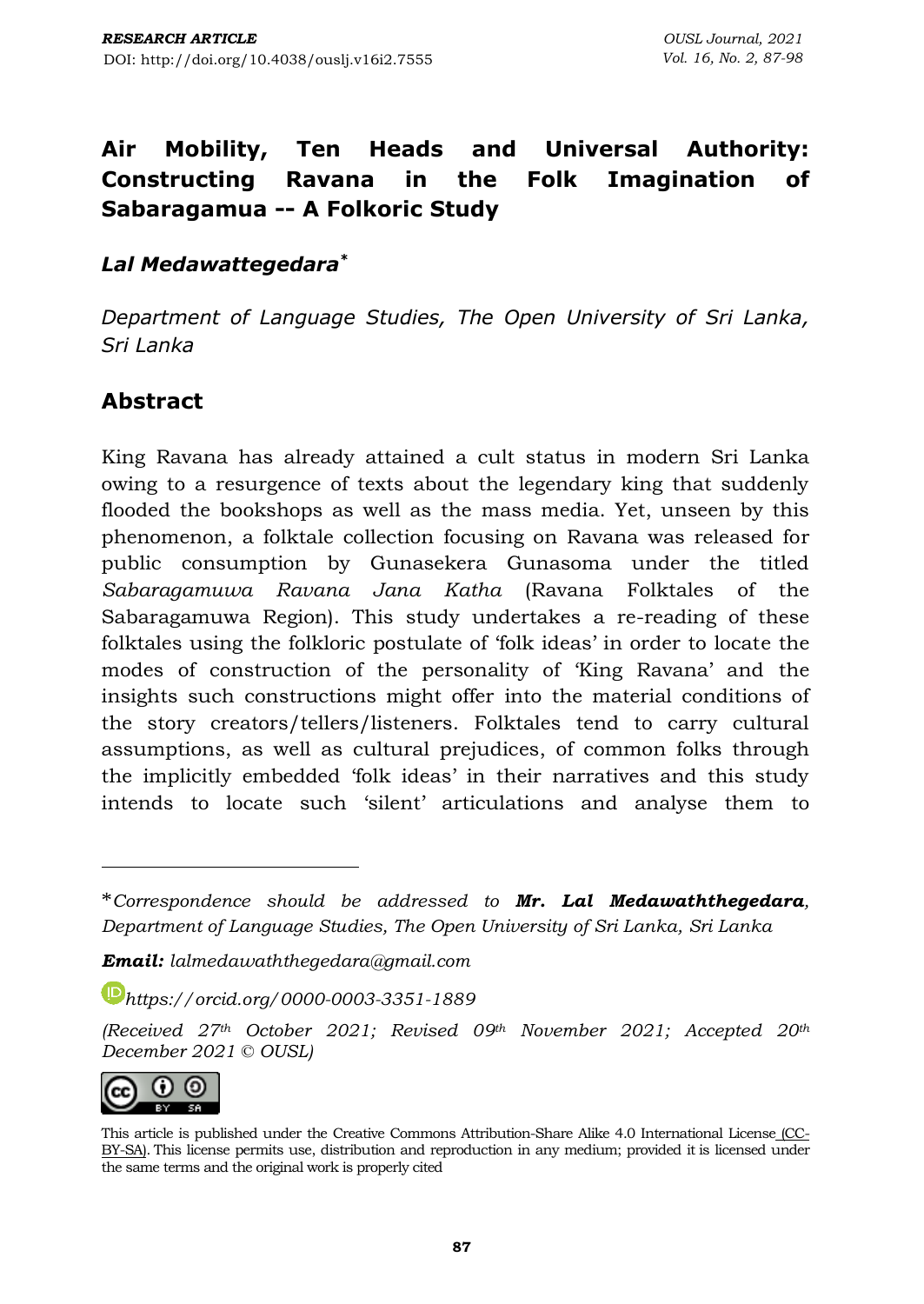**RESEARCH ARTICLE**
DOI: http://doi.org/10.4038/ouslj.v16i2.7555

# Air Mobility, Ten Heads and Universal Authority: Constructing Ravana in the Folk Imagination of Sabaragamua -- A Folkoric Study

***Lal Medawattegedara****

*Department of Language Studies, The Open University of Sri Lanka, Sri Lanka*

## Abstract

King Ravana has already attained a cult status in modern Sri Lanka owing to a resurgence of texts about the legendary king that suddenly flooded the bookshops as well as the mass media. Yet, unseen by this phenomenon, a folktale collection focusing on Ravana was released for public consumption by Gunasekera Gunasoma under the titled *Sabaragamuwa Ravana Jana Katha* (Ravana Folktales of the Sabaragamuwa Region). This study undertakes a re-reading of these folktales using the folkloric postulate of 'folk ideas' in order to locate the modes of construction of the personality of 'King Ravana' and the insights such constructions might offer into the material conditions of the story creators/tellers/listeners. Folktales tend to carry cultural assumptions, as well as cultural prejudices, of common folks through the implicitly embedded 'folk ideas' in their narratives and this study intends to locate such 'silent' articulations and analyse them to

---

**Correspondence should be addressed to* ***Mr. Lal Medawaththegedara****, Department of Language Studies, The Open University of Sri Lanka, Sri Lanka*

***Email:*** *lalmedawaththegedara@gmail.com*

*https://orcid.org/0000-0003-3351-1889*

*(Received 27th October 2021; Revised 09th November 2021; Accepted 20th December 2021 © OUSL)*

This article is published under the Creative Commons Attribution-Share Alike 4.0 International License (CC-BY-SA). This license permits use, distribution and reproduction in any medium; provided it is licensed under the same terms and the original work is properly cited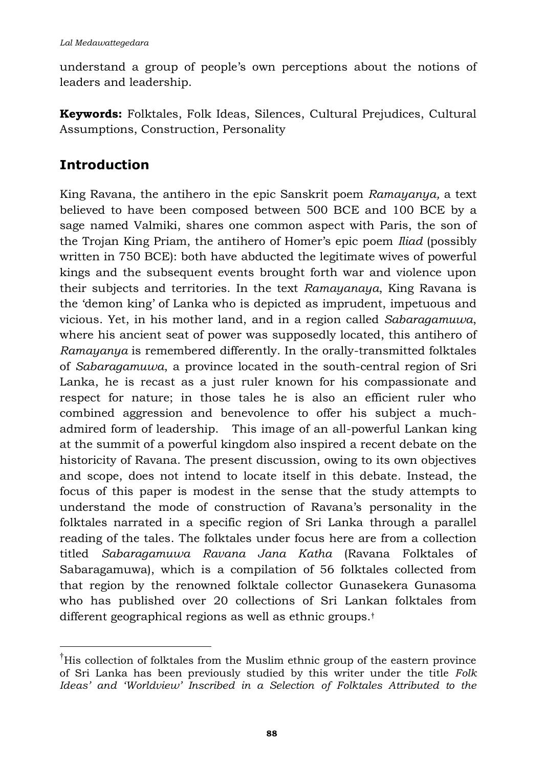understand a group of people's own perceptions about the notions of leaders and leadership.

**Keywords:** Folktales, Folk Ideas, Silences, Cultural Prejudices, Cultural Assumptions, Construction, Personality

## Introduction

King Ravana, the antihero in the epic Sanskrit poem *Ramayanya,* a text believed to have been composed between 500 BCE and 100 BCE by a sage named Valmiki, shares one common aspect with Paris, the son of the Trojan King Priam, the antihero of Homer's epic poem *Iliad* (possibly written in 750 BCE): both have abducted the legitimate wives of powerful kings and the subsequent events brought forth war and violence upon their subjects and territories. In the text *Ramayanaya*, King Ravana is the 'demon king' of Lanka who is depicted as imprudent, impetuous and vicious. Yet, in his mother land, and in a region called *Sabaragamuwa*, where his ancient seat of power was supposedly located, this antihero of *Ramayanya* is remembered differently. In the orally-transmitted folktales of *Sabaragamuwa*, a province located in the south-central region of Sri Lanka, he is recast as a just ruler known for his compassionate and respect for nature; in those tales he is also an efficient ruler who combined aggression and benevolence to offer his subject a much-admired form of leadership. This image of an all-powerful Lankan king at the summit of a powerful kingdom also inspired a recent debate on the historicity of Ravana. The present discussion, owing to its own objectives and scope, does not intend to locate itself in this debate. Instead, the focus of this paper is modest in the sense that the study attempts to understand the mode of construction of Ravana's personality in the folktales narrated in a specific region of Sri Lanka through a parallel reading of the tales. The folktales under focus here are from a collection titled *Sabaragamuwa Ravana Jana Katha* (Ravana Folktales of Sabaragamuwa), which is a compilation of 56 folktales collected from that region by the renowned folktale collector Gunasekera Gunasoma who has published over 20 collections of Sri Lankan folktales from different geographical regions as well as ethnic groups.[†]

---

[†]His collection of folktales from the Muslim ethnic group of the eastern province of Sri Lanka has been previously studied by this writer under the title *Folk Ideas' and 'Worldview' Inscribed in a Selection of Folktales Attributed to the*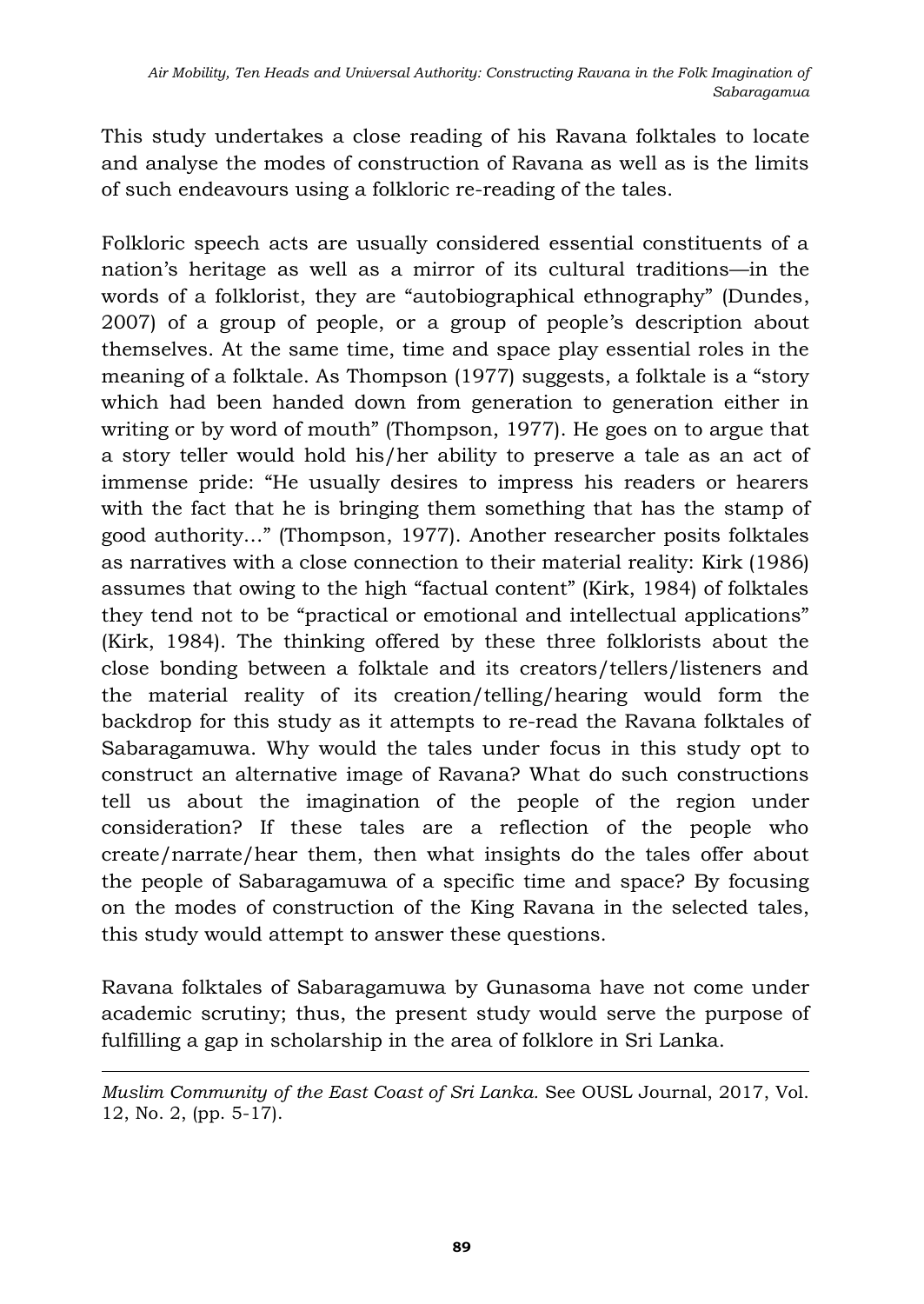This study undertakes a close reading of his Ravana folktales to locate and analyse the modes of construction of Ravana as well as is the limits of such endeavours using a folkloric re-reading of the tales.

Folkloric speech acts are usually considered essential constituents of a nation's heritage as well as a mirror of its cultural traditions—in the words of a folklorist, they are "autobiographical ethnography" (Dundes, 2007) of a group of people, or a group of people's description about themselves. At the same time, time and space play essential roles in the meaning of a folktale. As Thompson (1977) suggests, a folktale is a "story which had been handed down from generation to generation either in writing or by word of mouth" (Thompson, 1977). He goes on to argue that a story teller would hold his/her ability to preserve a tale as an act of immense pride: "He usually desires to impress his readers or hearers with the fact that he is bringing them something that has the stamp of good authority…" (Thompson, 1977). Another researcher posits folktales as narratives with a close connection to their material reality: Kirk (1986) assumes that owing to the high "factual content" (Kirk, 1984) of folktales they tend not to be "practical or emotional and intellectual applications" (Kirk, 1984). The thinking offered by these three folklorists about the close bonding between a folktale and its creators/tellers/listeners and the material reality of its creation/telling/hearing would form the backdrop for this study as it attempts to re-read the Ravana folktales of Sabaragamuwa. Why would the tales under focus in this study opt to construct an alternative image of Ravana? What do such constructions tell us about the imagination of the people of the region under consideration? If these tales are a reflection of the people who create/narrate/hear them, then what insights do the tales offer about the people of Sabaragamuwa of a specific time and space? By focusing on the modes of construction of the King Ravana in the selected tales, this study would attempt to answer these questions.

Ravana folktales of Sabaragamuwa by Gunasoma have not come under academic scrutiny; thus, the present study would serve the purpose of fulfilling a gap in scholarship in the area of folklore in Sri Lanka.

---

*Muslim Community of the East Coast of Sri Lanka.* See OUSL Journal, 2017, Vol. 12, No. 2, (pp. 5-17).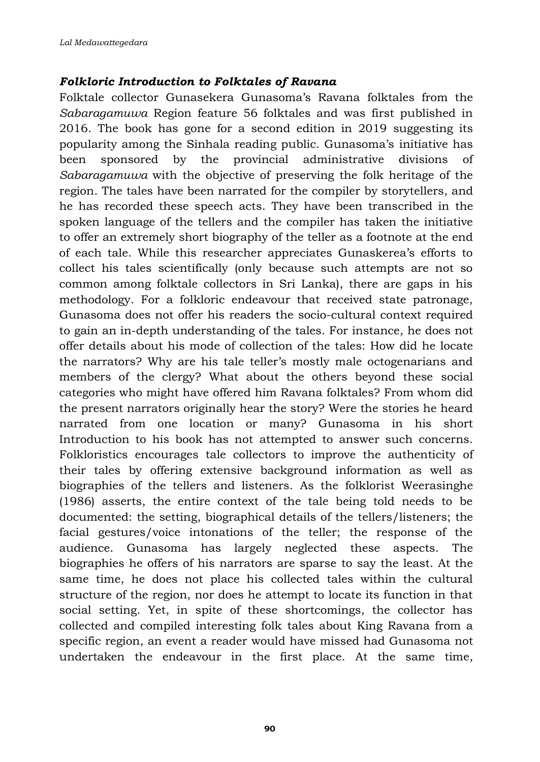### *Folkloric Introduction to Folktales of Ravana*

Folktale collector Gunasekera Gunasoma's Ravana folktales from the *Sabaragamuwa* Region feature 56 folktales and was first published in 2016. The book has gone for a second edition in 2019 suggesting its popularity among the Sinhala reading public. Gunasoma's initiative has been sponsored by the provincial administrative divisions of *Sabaragamuwa* with the objective of preserving the folk heritage of the region. The tales have been narrated for the compiler by storytellers, and he has recorded these speech acts. They have been transcribed in the spoken language of the tellers and the compiler has taken the initiative to offer an extremely short biography of the teller as a footnote at the end of each tale. While this researcher appreciates Gunaskerea's efforts to collect his tales scientifically (only because such attempts are not so common among folktale collectors in Sri Lanka), there are gaps in his methodology. For a folkloric endeavour that received state patronage, Gunasoma does not offer his readers the socio-cultural context required to gain an in-depth understanding of the tales. For instance, he does not offer details about his mode of collection of the tales: How did he locate the narrators? Why are his tale teller's mostly male octogenarians and members of the clergy? What about the others beyond these social categories who might have offered him Ravana folktales? From whom did the present narrators originally hear the story? Were the stories he heard narrated from one location or many? Gunasoma in his short Introduction to his book has not attempted to answer such concerns. Folkloristics encourages tale collectors to improve the authenticity of their tales by offering extensive background information as well as biographies of the tellers and listeners. As the folklorist Weerasinghe (1986) asserts, the entire context of the tale being told needs to be documented: the setting, biographical details of the tellers/listeners; the facial gestures/voice intonations of the teller; the response of the audience. Gunasoma has largely neglected these aspects. The biographies he offers of his narrators are sparse to say the least. At the same time, he does not place his collected tales within the cultural structure of the region, nor does he attempt to locate its function in that social setting. Yet, in spite of these shortcomings, the collector has collected and compiled interesting folk tales about King Ravana from a specific region, an event a reader would have missed had Gunasoma not undertaken the endeavour in the first place. At the same time,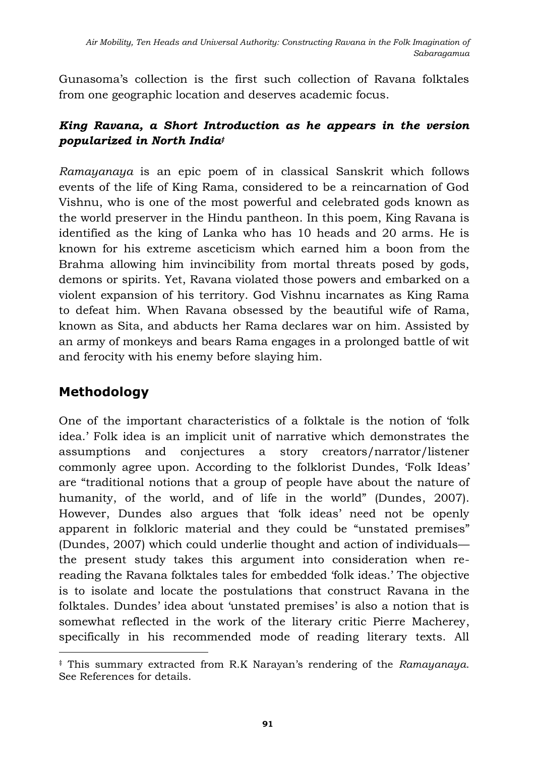Gunasoma's collection is the first such collection of Ravana folktales from one geographic location and deserves academic focus.

### *King Ravana, a Short Introduction as he appears in the version popularized in North India*[‡]

*Ramayanaya* is an epic poem of in classical Sanskrit which follows events of the life of King Rama, considered to be a reincarnation of God Vishnu, who is one of the most powerful and celebrated gods known as the world preserver in the Hindu pantheon. In this poem, King Ravana is identified as the king of Lanka who has 10 heads and 20 arms. He is known for his extreme asceticism which earned him a boon from the Brahma allowing him invincibility from mortal threats posed by gods, demons or spirits. Yet, Ravana violated those powers and embarked on a violent expansion of his territory. God Vishnu incarnates as King Rama to defeat him. When Ravana obsessed by the beautiful wife of Rama, known as Sita, and abducts her Rama declares war on him. Assisted by an army of monkeys and bears Rama engages in a prolonged battle of wit and ferocity with his enemy before slaying him.

## Methodology

One of the important characteristics of a folktale is the notion of 'folk idea.' Folk idea is an implicit unit of narrative which demonstrates the assumptions and conjectures a story creators/narrator/listener commonly agree upon. According to the folklorist Dundes, 'Folk Ideas' are "traditional notions that a group of people have about the nature of humanity, of the world, and of life in the world" (Dundes, 2007). However, Dundes also argues that 'folk ideas' need not be openly apparent in folkloric material and they could be "unstated premises" (Dundes, 2007) which could underlie thought and action of individuals—the present study takes this argument into consideration when re-reading the Ravana folktales tales for embedded 'folk ideas.' The objective is to isolate and locate the postulations that construct Ravana in the folktales. Dundes' idea about 'unstated premises' is also a notion that is somewhat reflected in the work of the literary critic Pierre Macherey, specifically in his recommended mode of reading literary texts. All

---

[‡] This summary extracted from R.K Narayan's rendering of the *Ramayanaya*. See References for details.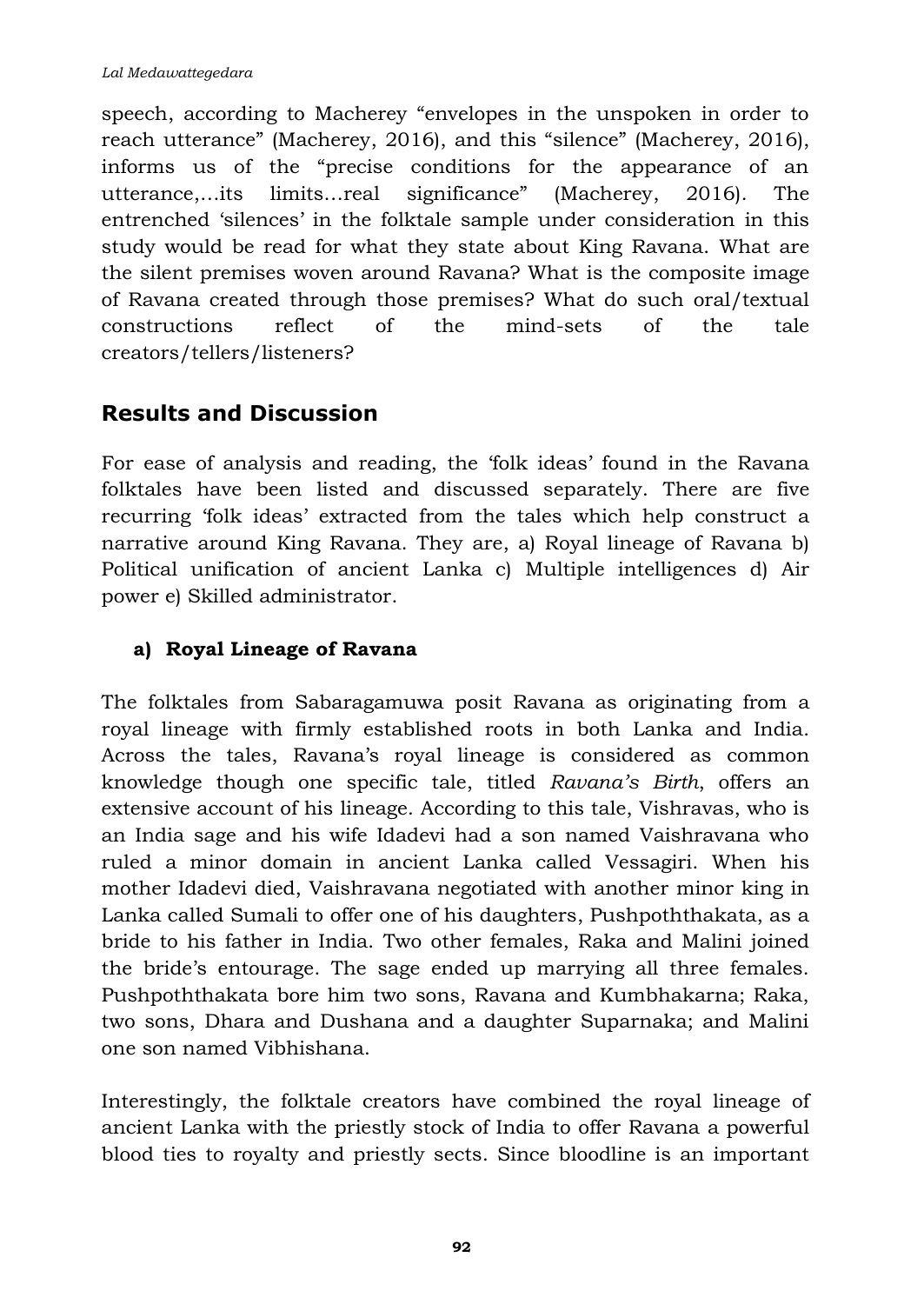speech, according to Macherey "envelopes in the unspoken in order to reach utterance" (Macherey, 2016), and this "silence" (Macherey, 2016), informs us of the "precise conditions for the appearance of an utterance,…its limits…real significance" (Macherey, 2016). The entrenched 'silences' in the folktale sample under consideration in this study would be read for what they state about King Ravana. What are the silent premises woven around Ravana? What is the composite image of Ravana created through those premises? What do such oral/textual constructions reflect of the mind-sets of the tale creators/tellers/listeners?

## Results and Discussion

For ease of analysis and reading, the 'folk ideas' found in the Ravana folktales have been listed and discussed separately. There are five recurring 'folk ideas' extracted from the tales which help construct a narrative around King Ravana. They are, a) Royal lineage of Ravana b) Political unification of ancient Lanka c) Multiple intelligences d) Air power e) Skilled administrator.

### a) Royal Lineage of Ravana

The folktales from Sabaragamuwa posit Ravana as originating from a royal lineage with firmly established roots in both Lanka and India. Across the tales, Ravana's royal lineage is considered as common knowledge though one specific tale, titled *Ravana's Birth*, offers an extensive account of his lineage. According to this tale, Vishravas, who is an India sage and his wife Idadevi had a son named Vaishravana who ruled a minor domain in ancient Lanka called Vessagiri. When his mother Idadevi died, Vaishravana negotiated with another minor king in Lanka called Sumali to offer one of his daughters, Pushpoththakata, as a bride to his father in India. Two other females, Raka and Malini joined the bride's entourage. The sage ended up marrying all three females. Pushpoththakata bore him two sons, Ravana and Kumbhakarna; Raka, two sons, Dhara and Dushana and a daughter Suparnaka; and Malini one son named Vibhishana.

Interestingly, the folktale creators have combined the royal lineage of ancient Lanka with the priestly stock of India to offer Ravana a powerful blood ties to royalty and priestly sects. Since bloodline is an important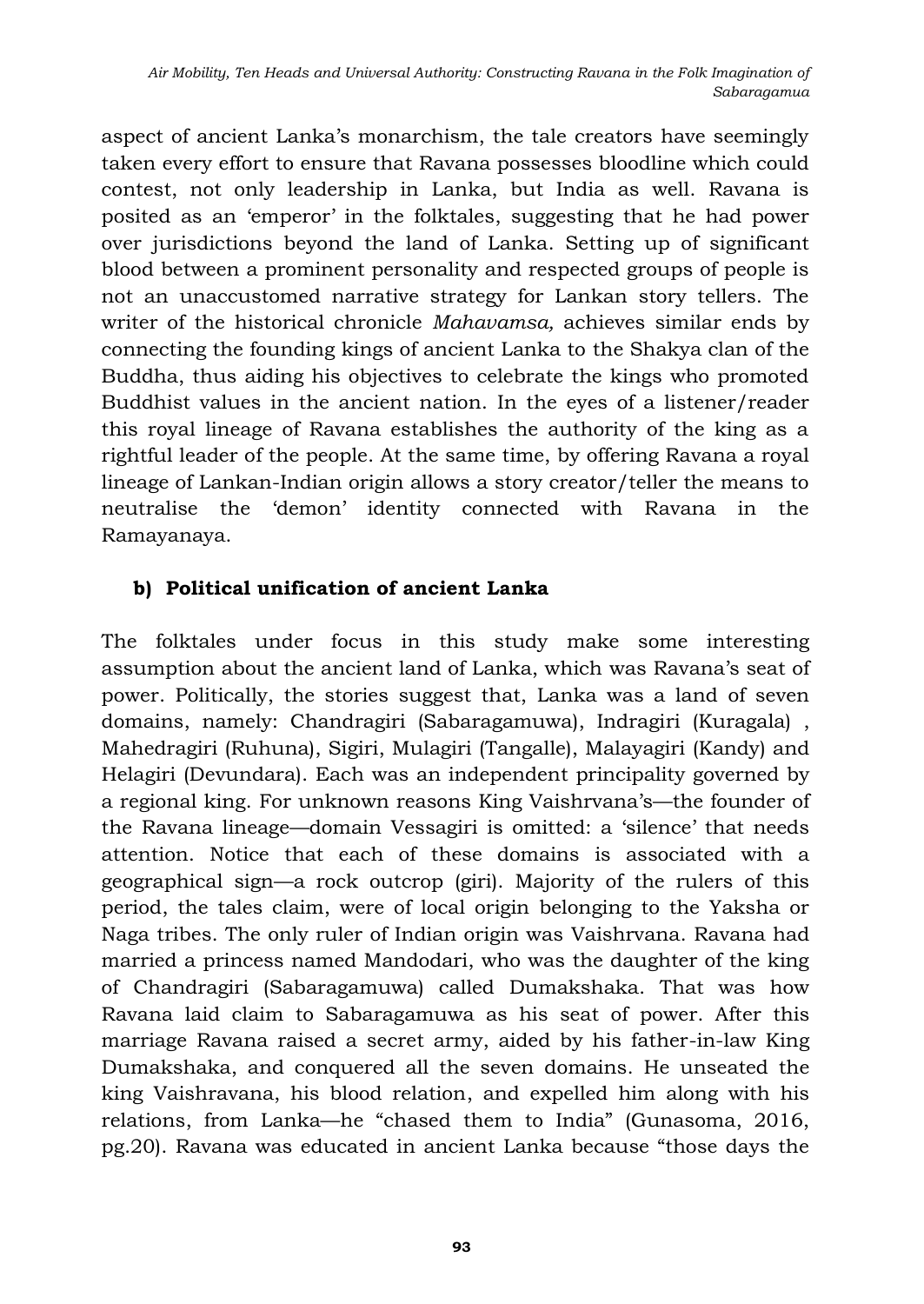aspect of ancient Lanka's monarchism, the tale creators have seemingly taken every effort to ensure that Ravana possesses bloodline which could contest, not only leadership in Lanka, but India as well. Ravana is posited as an 'emperor' in the folktales, suggesting that he had power over jurisdictions beyond the land of Lanka. Setting up of significant blood between a prominent personality and respected groups of people is not an unaccustomed narrative strategy for Lankan story tellers. The writer of the historical chronicle *Mahavamsa,* achieves similar ends by connecting the founding kings of ancient Lanka to the Shakya clan of the Buddha, thus aiding his objectives to celebrate the kings who promoted Buddhist values in the ancient nation. In the eyes of a listener/reader this royal lineage of Ravana establishes the authority of the king as a rightful leader of the people. At the same time, by offering Ravana a royal lineage of Lankan-Indian origin allows a story creator/teller the means to neutralise the 'demon' identity connected with Ravana in the Ramayanaya.

### b) Political unification of ancient Lanka

The folktales under focus in this study make some interesting assumption about the ancient land of Lanka, which was Ravana's seat of power. Politically, the stories suggest that, Lanka was a land of seven domains, namely: Chandragiri (Sabaragamuwa), Indragiri (Kuragala) , Mahedragiri (Ruhuna), Sigiri, Mulagiri (Tangalle), Malayagiri (Kandy) and Helagiri (Devundara). Each was an independent principality governed by a regional king. For unknown reasons King Vaishrvana's—the founder of the Ravana lineage—domain Vessagiri is omitted: a 'silence' that needs attention. Notice that each of these domains is associated with a geographical sign—a rock outcrop (giri). Majority of the rulers of this period, the tales claim, were of local origin belonging to the Yaksha or Naga tribes. The only ruler of Indian origin was Vaishrvana. Ravana had married a princess named Mandodari, who was the daughter of the king of Chandragiri (Sabaragamuwa) called Dumakshaka. That was how Ravana laid claim to Sabaragamuwa as his seat of power. After this marriage Ravana raised a secret army, aided by his father-in-law King Dumakshaka, and conquered all the seven domains. He unseated the king Vaishravana, his blood relation, and expelled him along with his relations, from Lanka—he "chased them to India" (Gunasoma, 2016, pg.20). Ravana was educated in ancient Lanka because "those days the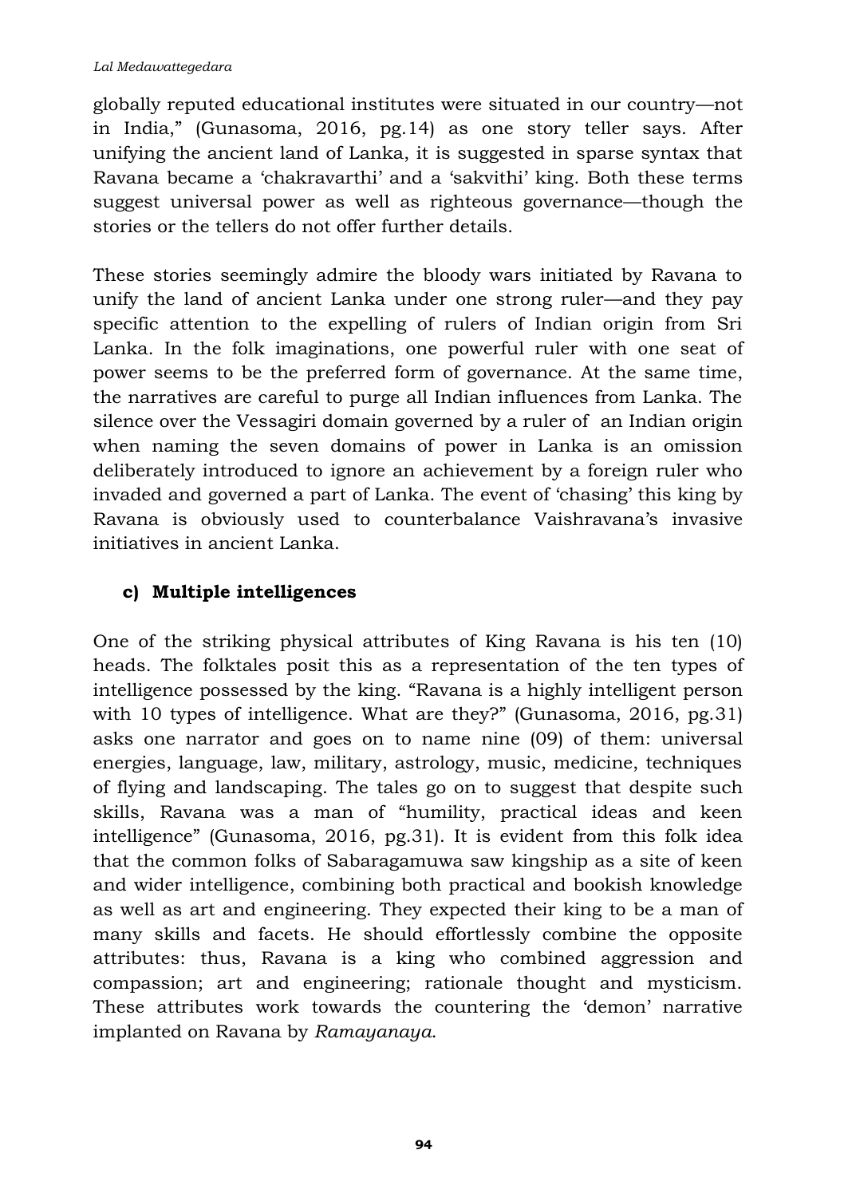globally reputed educational institutes were situated in our country—not in India," (Gunasoma, 2016, pg.14) as one story teller says. After unifying the ancient land of Lanka, it is suggested in sparse syntax that Ravana became a 'chakravarthi' and a 'sakvithi' king. Both these terms suggest universal power as well as righteous governance—though the stories or the tellers do not offer further details.

These stories seemingly admire the bloody wars initiated by Ravana to unify the land of ancient Lanka under one strong ruler—and they pay specific attention to the expelling of rulers of Indian origin from Sri Lanka. In the folk imaginations, one powerful ruler with one seat of power seems to be the preferred form of governance. At the same time, the narratives are careful to purge all Indian influences from Lanka. The silence over the Vessagiri domain governed by a ruler of an Indian origin when naming the seven domains of power in Lanka is an omission deliberately introduced to ignore an achievement by a foreign ruler who invaded and governed a part of Lanka. The event of 'chasing' this king by Ravana is obviously used to counterbalance Vaishravana's invasive initiatives in ancient Lanka.

### c) Multiple intelligences

One of the striking physical attributes of King Ravana is his ten (10) heads. The folktales posit this as a representation of the ten types of intelligence possessed by the king. "Ravana is a highly intelligent person with 10 types of intelligence. What are they?" (Gunasoma, 2016, pg.31) asks one narrator and goes on to name nine (09) of them: universal energies, language, law, military, astrology, music, medicine, techniques of flying and landscaping. The tales go on to suggest that despite such skills, Ravana was a man of "humility, practical ideas and keen intelligence" (Gunasoma, 2016, pg.31). It is evident from this folk idea that the common folks of Sabaragamuwa saw kingship as a site of keen and wider intelligence, combining both practical and bookish knowledge as well as art and engineering. They expected their king to be a man of many skills and facets. He should effortlessly combine the opposite attributes: thus, Ravana is a king who combined aggression and compassion; art and engineering; rationale thought and mysticism. These attributes work towards the countering the 'demon' narrative implanted on Ravana by *Ramayanaya*.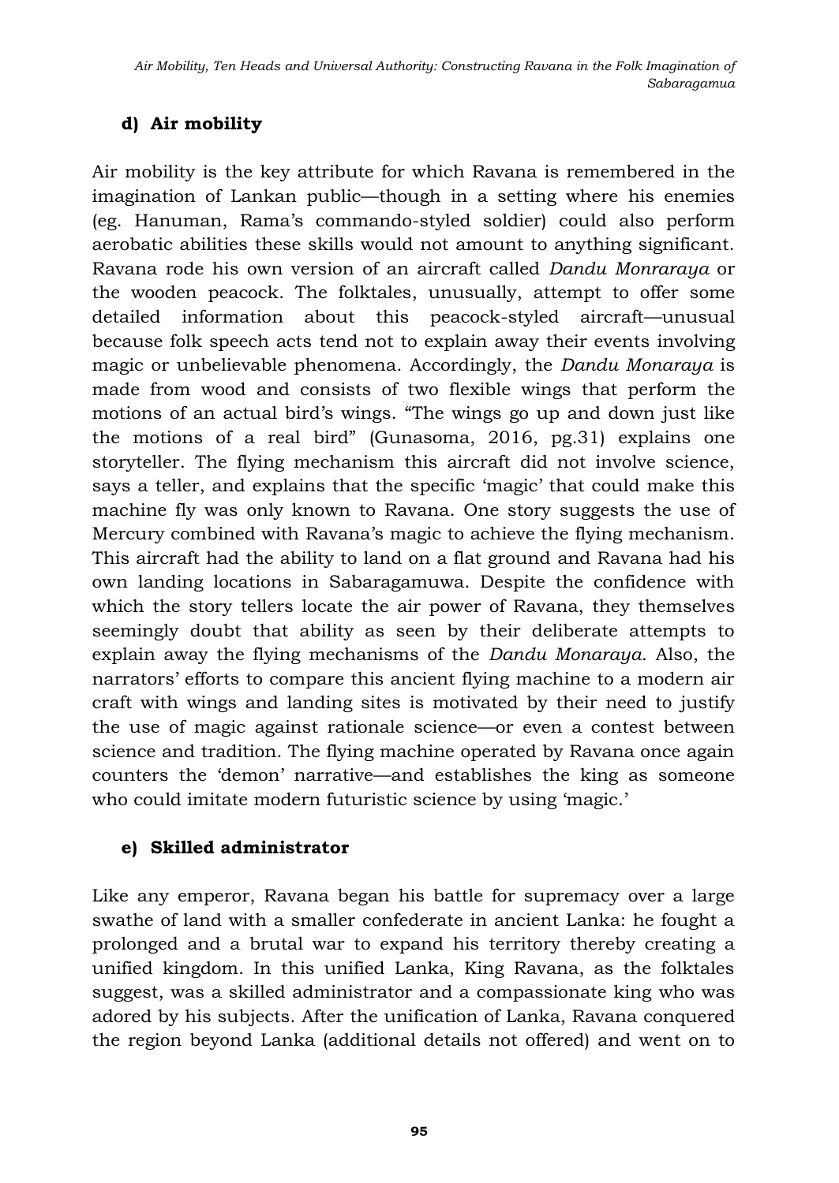### d) Air mobility

Air mobility is the key attribute for which Ravana is remembered in the imagination of Lankan public—though in a setting where his enemies (eg. Hanuman, Rama's commando-styled soldier) could also perform aerobatic abilities these skills would not amount to anything significant. Ravana rode his own version of an aircraft called *Dandu Monraraya* or the wooden peacock. The folktales, unusually, attempt to offer some detailed information about this peacock-styled aircraft—unusual because folk speech acts tend not to explain away their events involving magic or unbelievable phenomena. Accordingly, the *Dandu Monaraya* is made from wood and consists of two flexible wings that perform the motions of an actual bird's wings. "The wings go up and down just like the motions of a real bird" (Gunasoma, 2016, pg.31) explains one storyteller. The flying mechanism this aircraft did not involve science, says a teller, and explains that the specific 'magic' that could make this machine fly was only known to Ravana. One story suggests the use of Mercury combined with Ravana's magic to achieve the flying mechanism. This aircraft had the ability to land on a flat ground and Ravana had his own landing locations in Sabaragamuwa. Despite the confidence with which the story tellers locate the air power of Ravana, they themselves seemingly doubt that ability as seen by their deliberate attempts to explain away the flying mechanisms of the *Dandu Monaraya*. Also, the narrators' efforts to compare this ancient flying machine to a modern air craft with wings and landing sites is motivated by their need to justify the use of magic against rationale science—or even a contest between science and tradition. The flying machine operated by Ravana once again counters the 'demon' narrative—and establishes the king as someone who could imitate modern futuristic science by using 'magic.'

### e) Skilled administrator

Like any emperor, Ravana began his battle for supremacy over a large swathe of land with a smaller confederate in ancient Lanka: he fought a prolonged and a brutal war to expand his territory thereby creating a unified kingdom. In this unified Lanka, King Ravana, as the folktales suggest, was a skilled administrator and a compassionate king who was adored by his subjects. After the unification of Lanka, Ravana conquered the region beyond Lanka (additional details not offered) and went on to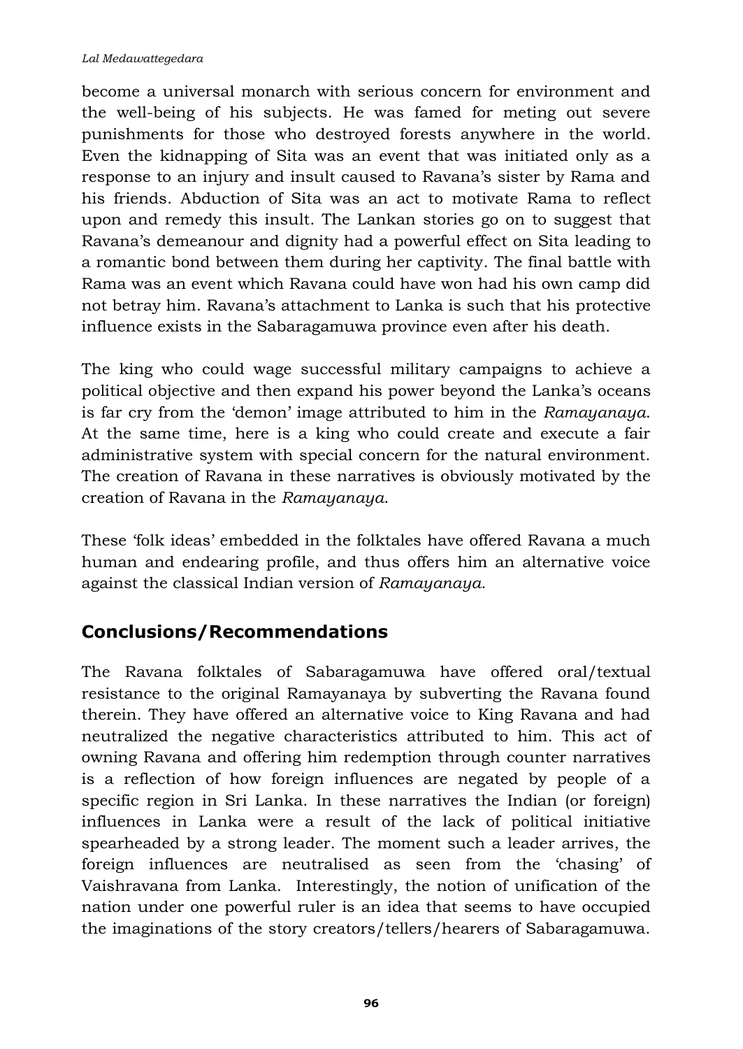become a universal monarch with serious concern for environment and the well-being of his subjects. He was famed for meting out severe punishments for those who destroyed forests anywhere in the world. Even the kidnapping of Sita was an event that was initiated only as a response to an injury and insult caused to Ravana's sister by Rama and his friends. Abduction of Sita was an act to motivate Rama to reflect upon and remedy this insult. The Lankan stories go on to suggest that Ravana's demeanour and dignity had a powerful effect on Sita leading to a romantic bond between them during her captivity. The final battle with Rama was an event which Ravana could have won had his own camp did not betray him. Ravana's attachment to Lanka is such that his protective influence exists in the Sabaragamuwa province even after his death.

The king who could wage successful military campaigns to achieve a political objective and then expand his power beyond the Lanka's oceans is far cry from the 'demon' image attributed to him in the *Ramayanaya*. At the same time, here is a king who could create and execute a fair administrative system with special concern for the natural environment. The creation of Ravana in these narratives is obviously motivated by the creation of Ravana in the *Ramayanaya*.

These 'folk ideas' embedded in the folktales have offered Ravana a much human and endearing profile, and thus offers him an alternative voice against the classical Indian version of *Ramayanaya*.

## Conclusions/Recommendations

The Ravana folktales of Sabaragamuwa have offered oral/textual resistance to the original Ramayanaya by subverting the Ravana found therein. They have offered an alternative voice to King Ravana and had neutralized the negative characteristics attributed to him. This act of owning Ravana and offering him redemption through counter narratives is a reflection of how foreign influences are negated by people of a specific region in Sri Lanka. In these narratives the Indian (or foreign) influences in Lanka were a result of the lack of political initiative spearheaded by a strong leader. The moment such a leader arrives, the foreign influences are neutralised as seen from the 'chasing' of Vaishravana from Lanka. Interestingly, the notion of unification of the nation under one powerful ruler is an idea that seems to have occupied the imaginations of the story creators/tellers/hearers of Sabaragamuwa.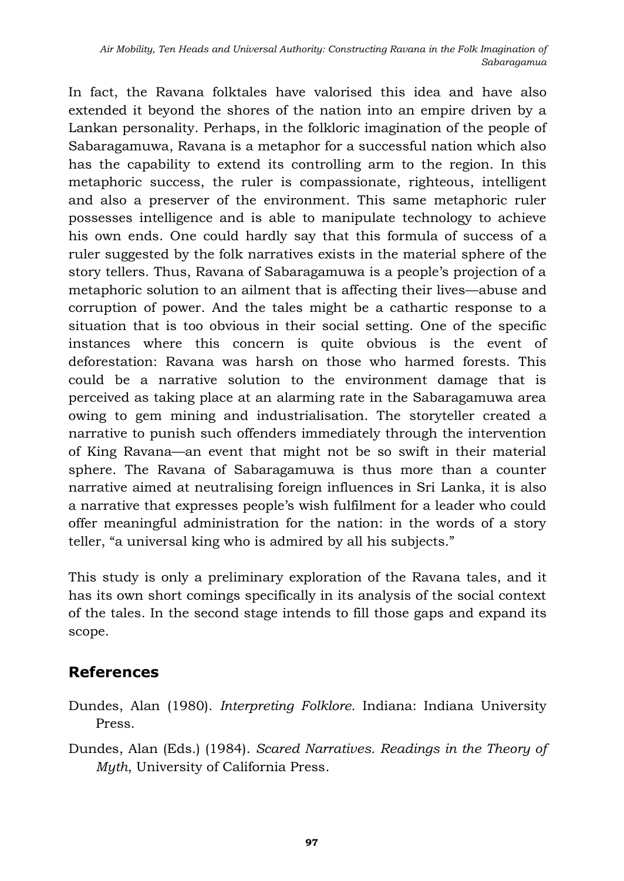In fact, the Ravana folktales have valorised this idea and have also extended it beyond the shores of the nation into an empire driven by a Lankan personality. Perhaps, in the folkloric imagination of the people of Sabaragamuwa, Ravana is a metaphor for a successful nation which also has the capability to extend its controlling arm to the region. In this metaphoric success, the ruler is compassionate, righteous, intelligent and also a preserver of the environment. This same metaphoric ruler possesses intelligence and is able to manipulate technology to achieve his own ends. One could hardly say that this formula of success of a ruler suggested by the folk narratives exists in the material sphere of the story tellers. Thus, Ravana of Sabaragamuwa is a people's projection of a metaphoric solution to an ailment that is affecting their lives—abuse and corruption of power. And the tales might be a cathartic response to a situation that is too obvious in their social setting. One of the specific instances where this concern is quite obvious is the event of deforestation: Ravana was harsh on those who harmed forests. This could be a narrative solution to the environment damage that is perceived as taking place at an alarming rate in the Sabaragamuwa area owing to gem mining and industrialisation. The storyteller created a narrative to punish such offenders immediately through the intervention of King Ravana—an event that might not be so swift in their material sphere. The Ravana of Sabaragamuwa is thus more than a counter narrative aimed at neutralising foreign influences in Sri Lanka, it is also a narrative that expresses people's wish fulfilment for a leader who could offer meaningful administration for the nation: in the words of a story teller, "a universal king who is admired by all his subjects."

This study is only a preliminary exploration of the Ravana tales, and it has its own short comings specifically in its analysis of the social context of the tales. In the second stage intends to fill those gaps and expand its scope.

## References

Dundes, Alan (1980). *Interpreting Folklore.* Indiana: Indiana University Press.

Dundes, Alan (Eds.) (1984). *Scared Narratives. Readings in the Theory of Myth*, University of California Press.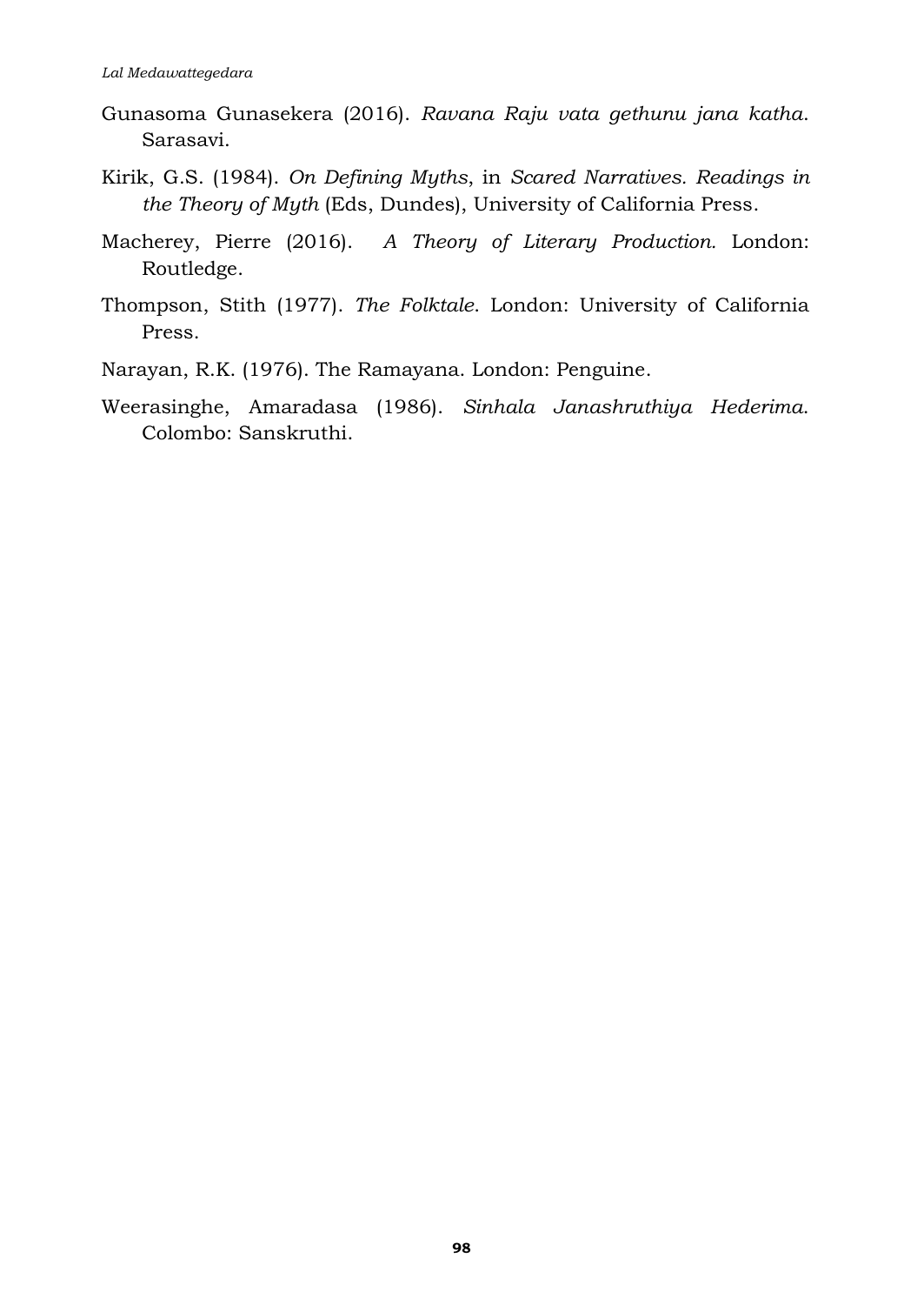Gunasoma Gunasekera (2016). *Ravana Raju vata gethunu jana katha*. Sarasavi.

Kirik, G.S. (1984). *On Defining Myths*, in *Scared Narratives. Readings in the Theory of Myth* (Eds, Dundes), University of California Press.

Macherey, Pierre (2016). *A Theory of Literary Production.* London: Routledge.

Thompson, Stith (1977). *The Folktale*. London: University of California Press.

Narayan, R.K. (1976). The Ramayana. London: Penguine.

Weerasinghe, Amaradasa (1986). *Sinhala Janashruthiya Hederima*. Colombo: Sanskruthi.